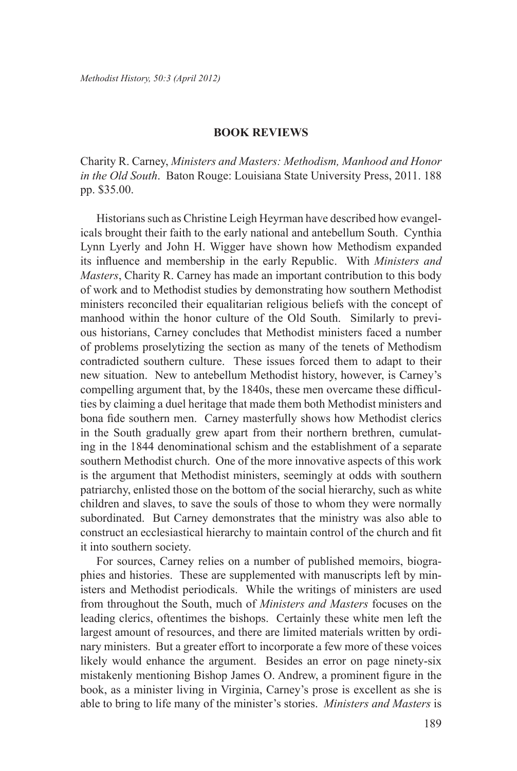## BOOK REVIEWS

Charity R. Carney, *Ministers and Masters: Methodism, Manhood and Honor in the Old South*. Baton Rouge: Louisiana State University Press, 2011. 188 pp. $35.00.

Historians such as Christine Leigh Heyrman have described how evangelicals brought their faith to the early national and antebellum South. Cynthia Lynn Lyerly and John H. Wigger have shown how Methodism expanded its influence and membership in the early Republic. With *Ministers and Masters*, Charity R. Carney has made an important contribution to this body of work and to Methodist studies by demonstrating how southern Methodist ministers reconciled their equalitarian religious beliefs with the concept of manhood within the honor culture of the Old South. Similarly to previous historians, Carney concludes that Methodist ministers faced a number of problems proselytizing the section as many of the tenets of Methodism contradicted southern culture. These issues forced them to adapt to their new situation. New to antebellum Methodist history, however, is Carney's compelling argument that, by the 1840s, these men overcame these difficulties by claiming a duel heritage that made them both Methodist ministers and bona fide southern men. Carney masterfully shows how Methodist clerics in the South gradually grew apart from their northern brethren, cumulating in the 1844 denominational schism and the establishment of a separate southern Methodist church. One of the more innovative aspects of this work is the argument that Methodist ministers, seemingly at odds with southern patriarchy, enlisted those on the bottom of the social hierarchy, such as white children and slaves, to save the souls of those to whom they were normally subordinated. But Carney demonstrates that the ministry was also able to construct an ecclesiastical hierarchy to maintain control of the church and fit it into southern society.

For sources, Carney relies on a number of published memoirs, biographies and histories. These are supplemented with manuscripts left by ministers and Methodist periodicals. While the writings of ministers are used from throughout the South, much of *Ministers and Masters* focuses on the leading clerics, oftentimes the bishops. Certainly these white men left the largest amount of resources, and there are limited materials written by ordinary ministers. But a greater effort to incorporate a few more of these voices likely would enhance the argument. Besides an error on page ninety-six mistakenly mentioning Bishop James O. Andrew, a prominent figure in the book, as a minister living in Virginia, Carney's prose is excellent as she is able to bring to life many of the minister's stories. *Ministers and Masters* is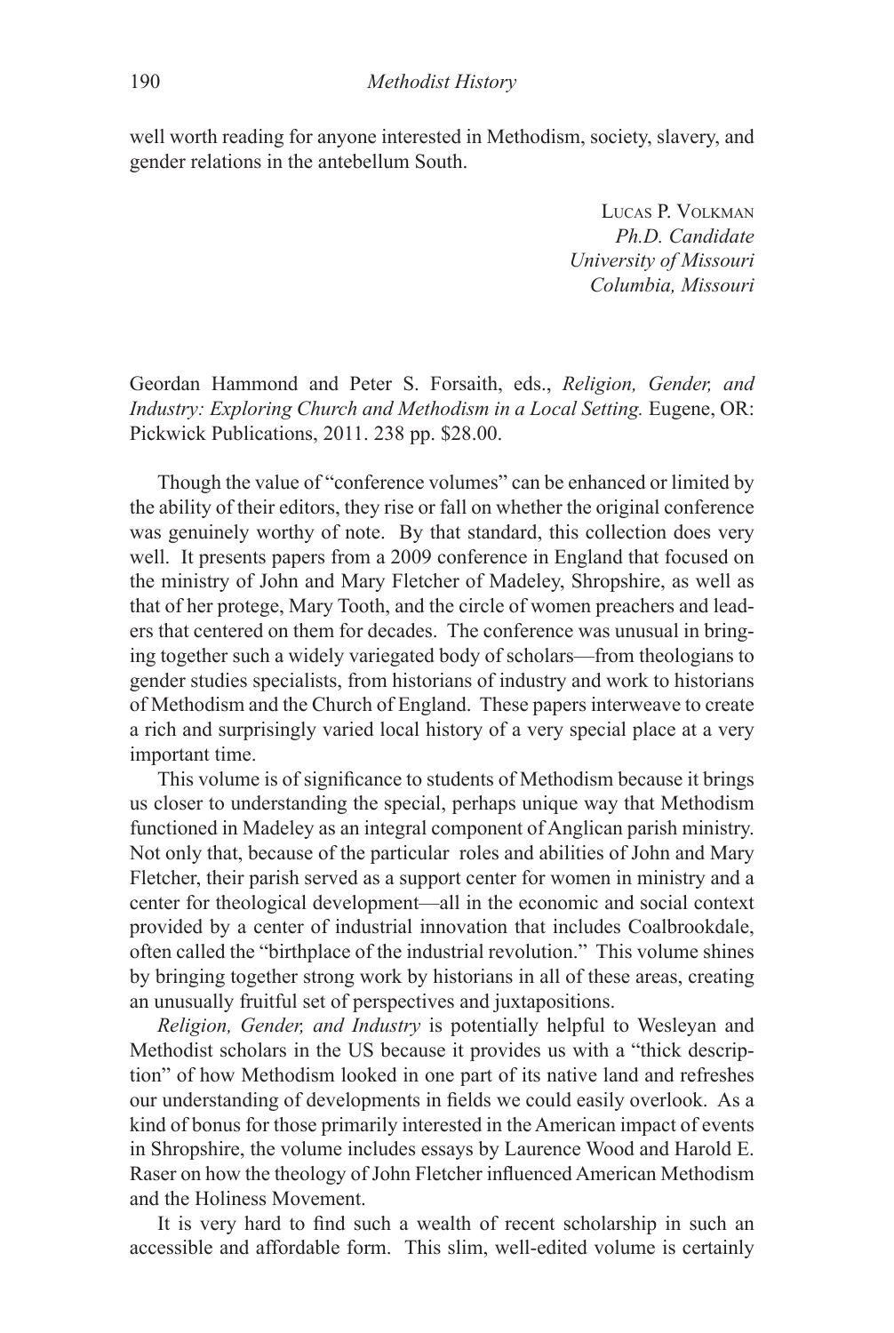well worth reading for anyone interested in Methodism, society, slavery, and gender relations in the antebellum South.

Lucas P. Volkman
*Ph.D. Candidate*
*University of Missouri*
*Columbia, Missouri*

Geordan Hammond and Peter S. Forsaith, eds., *Religion, Gender, and Industry: Exploring Church and Methodism in a Local Setting.* Eugene, OR: Pickwick Publications, 2011. 238 pp. $28.00.

Though the value of "conference volumes" can be enhanced or limited by the ability of their editors, they rise or fall on whether the original conference was genuinely worthy of note. By that standard, this collection does very well. It presents papers from a 2009 conference in England that focused on the ministry of John and Mary Fletcher of Madeley, Shropshire, as well as that of her protege, Mary Tooth, and the circle of women preachers and leaders that centered on them for decades. The conference was unusual in bringing together such a widely variegated body of scholars—from theologians to gender studies specialists, from historians of industry and work to historians of Methodism and the Church of England. These papers interweave to create a rich and surprisingly varied local history of a very special place at a very important time.

This volume is of significance to students of Methodism because it brings us closer to understanding the special, perhaps unique way that Methodism functioned in Madeley as an integral component of Anglican parish ministry. Not only that, because of the particular roles and abilities of John and Mary Fletcher, their parish served as a support center for women in ministry and a center for theological development—all in the economic and social context provided by a center of industrial innovation that includes Coalbrookdale, often called the "birthplace of the industrial revolution." This volume shines by bringing together strong work by historians in all of these areas, creating an unusually fruitful set of perspectives and juxtapositions.

*Religion, Gender, and Industry* is potentially helpful to Wesleyan and Methodist scholars in the US because it provides us with a "thick description" of how Methodism looked in one part of its native land and refreshes our understanding of developments in fields we could easily overlook. As a kind of bonus for those primarily interested in the American impact of events in Shropshire, the volume includes essays by Laurence Wood and Harold E. Raser on how the theology of John Fletcher influenced American Methodism and the Holiness Movement.

It is very hard to find such a wealth of recent scholarship in such an accessible and affordable form. This slim, well-edited volume is certainly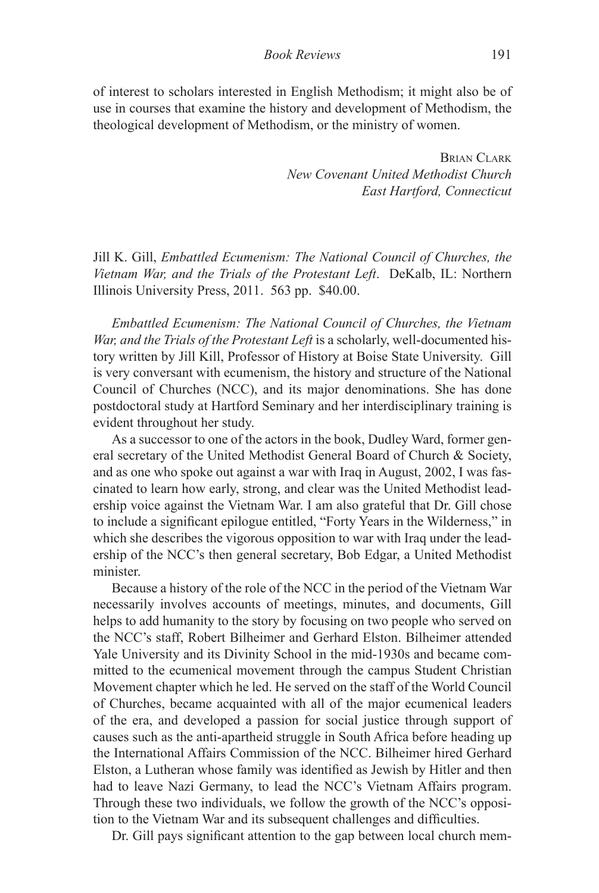of interest to scholars interested in English Methodism; it might also be of use in courses that examine the history and development of Methodism, the theological development of Methodism, or the ministry of women.

Brian Clark
*New Covenant United Methodist Church*
*East Hartford, Connecticut*

Jill K. Gill, *Embattled Ecumenism: The National Council of Churches, the Vietnam War, and the Trials of the Protestant Left*. DeKalb, IL: Northern Illinois University Press, 2011. 563 pp. $40.00.

*Embattled Ecumenism: The National Council of Churches, the Vietnam War, and the Trials of the Protestant Left* is a scholarly, well-documented history written by Jill Kill, Professor of History at Boise State University. Gill is very conversant with ecumenism, the history and structure of the National Council of Churches (NCC), and its major denominations. She has done postdoctoral study at Hartford Seminary and her interdisciplinary training is evident throughout her study.

As a successor to one of the actors in the book, Dudley Ward, former general secretary of the United Methodist General Board of Church & Society, and as one who spoke out against a war with Iraq in August, 2002, I was fascinated to learn how early, strong, and clear was the United Methodist leadership voice against the Vietnam War. I am also grateful that Dr. Gill chose to include a significant epilogue entitled, "Forty Years in the Wilderness," in which she describes the vigorous opposition to war with Iraq under the leadership of the NCC's then general secretary, Bob Edgar, a United Methodist minister.

Because a history of the role of the NCC in the period of the Vietnam War necessarily involves accounts of meetings, minutes, and documents, Gill helps to add humanity to the story by focusing on two people who served on the NCC's staff, Robert Bilheimer and Gerhard Elston. Bilheimer attended Yale University and its Divinity School in the mid-1930s and became committed to the ecumenical movement through the campus Student Christian Movement chapter which he led. He served on the staff of the World Council of Churches, became acquainted with all of the major ecumenical leaders of the era, and developed a passion for social justice through support of causes such as the anti-apartheid struggle in South Africa before heading up the International Affairs Commission of the NCC. Bilheimer hired Gerhard Elston, a Lutheran whose family was identified as Jewish by Hitler and then had to leave Nazi Germany, to lead the NCC's Vietnam Affairs program. Through these two individuals, we follow the growth of the NCC's opposition to the Vietnam War and its subsequent challenges and difficulties.

Dr. Gill pays significant attention to the gap between local church mem-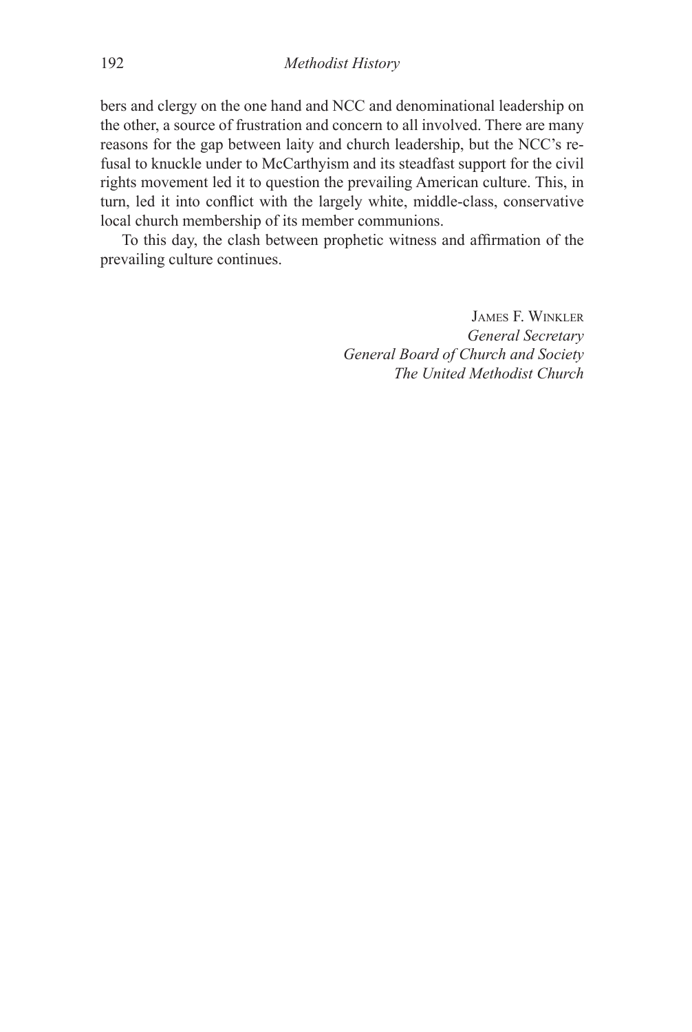bers and clergy on the one hand and NCC and denominational leadership on the other, a source of frustration and concern to all involved. There are many reasons for the gap between laity and church leadership, but the NCC's refusal to knuckle under to McCarthyism and its steadfast support for the civil rights movement led it to question the prevailing American culture. This, in turn, led it into conflict with the largely white, middle-class, conservative local church membership of its member communions.

To this day, the clash between prophetic witness and affirmation of the prevailing culture continues.

James F. Winkler
*General Secretary*
*General Board of Church and Society*
*The United Methodist Church*